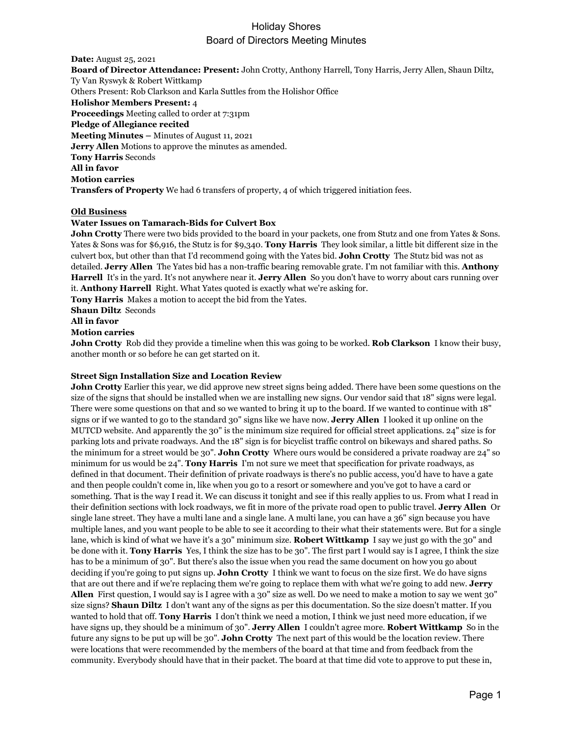# Holiday Shores
## Board of Directors Meeting Minutes

**Date:** August 25, 2021
**Board of Director Attendance: Present:** John Crotty, Anthony Harrell, Tony Harris, Jerry Allen, Shaun Diltz, Ty Van Ryswyk & Robert Wittkamp
Others Present: Rob Clarkson and Karla Suttles from the Holishor Office
**Holishor Members Present:** 4
**Proceedings** Meeting called to order at 7:31pm
**Pledge of Allegiance recited**
**Meeting Minutes –** Minutes of August 11, 2021
**Jerry Allen** Motions to approve the minutes as amended.
**Tony Harris** Seconds
**All in favor**
**Motion carries**
**Transfers of Property** We had 6 transfers of property, 4 of which triggered initiation fees.

### Old Business

**Water Issues on Tamarach-Bids for Culvert Box**
**John Crotty** There were two bids provided to the board in your packets, one from Stutz and one from Yates & Sons. Yates & Sons was for $6,916, the Stutz is for $9,340. **Tony Harris** They look similar, a little bit different size in the culvert box, but other than that I'd recommend going with the Yates bid. **John Crotty** The Stutz bid was not as detailed. **Jerry Allen** The Yates bid has a non-traffic bearing removable grate. I'm not familiar with this. **Anthony Harrell** It's in the yard. It's not anywhere near it. **Jerry Allen** So you don't have to worry about cars running over it. **Anthony Harrell** Right. What Yates quoted is exactly what we're asking for.
**Tony Harris** Makes a motion to accept the bid from the Yates.
**Shaun Diltz** Seconds
**All in favor**
**Motion carries**
**John Crotty** Rob did they provide a timeline when this was going to be worked. **Rob Clarkson** I know their busy, another month or so before he can get started on it.

**Street Sign Installation Size and Location Review**
**John Crotty** Earlier this year, we did approve new street signs being added. There have been some questions on the size of the signs that should be installed when we are installing new signs. Our vendor said that 18" signs were legal. There were some questions on that and so we wanted to bring it up to the board. If we wanted to continue with 18" signs or if we wanted to go to the standard 30" signs like we have now. **Jerry Allen** I looked it up online on the MUTCD website. And apparently the 30" is the minimum size required for official street applications. 24" size is for parking lots and private roadways. And the 18" sign is for bicyclist traffic control on bikeways and shared paths. So the minimum for a street would be 30". **John Crotty** Where ours would be considered a private roadway are 24" so minimum for us would be 24". **Tony Harris** I'm not sure we meet that specification for private roadways, as defined in that document. Their definition of private roadways is there's no public access, you'd have to have a gate and then people couldn't come in, like when you go to a resort or somewhere and you've got to have a card or something. That is the way I read it. We can discuss it tonight and see if this really applies to us. From what I read in their definition sections with lock roadways, we fit in more of the private road open to public travel. **Jerry Allen** Or single lane street. They have a multi lane and a single lane. A multi lane, you can have a 36" sign because you have multiple lanes, and you want people to be able to see it according to their what their statements were. But for a single lane, which is kind of what we have it's a 30" minimum size. **Robert Wittkamp** I say we just go with the 30" and be done with it. **Tony Harris** Yes, I think the size has to be 30". The first part I would say is I agree, I think the size has to be a minimum of 30". But there's also the issue when you read the same document on how you go about deciding if you're going to put signs up. **John Crotty** I think we want to focus on the size first. We do have signs that are out there and if we're replacing them we're going to replace them with what we're going to add new. **Jerry Allen** First question, I would say is I agree with a 30" size as well. Do we need to make a motion to say we went 30" size signs? **Shaun Diltz** I don't want any of the signs as per this documentation. So the size doesn't matter. If you wanted to hold that off. **Tony Harris** I don't think we need a motion, I think we just need more education, if we have signs up, they should be a minimum of 30". **Jerry Allen** I couldn't agree more. **Robert Wittkamp** So in the future any signs to be put up will be 30". **John Crotty** The next part of this would be the location review. There were locations that were recommended by the members of the board at that time and from feedback from the community. Everybody should have that in their packet. The board at that time did vote to approve to put these in,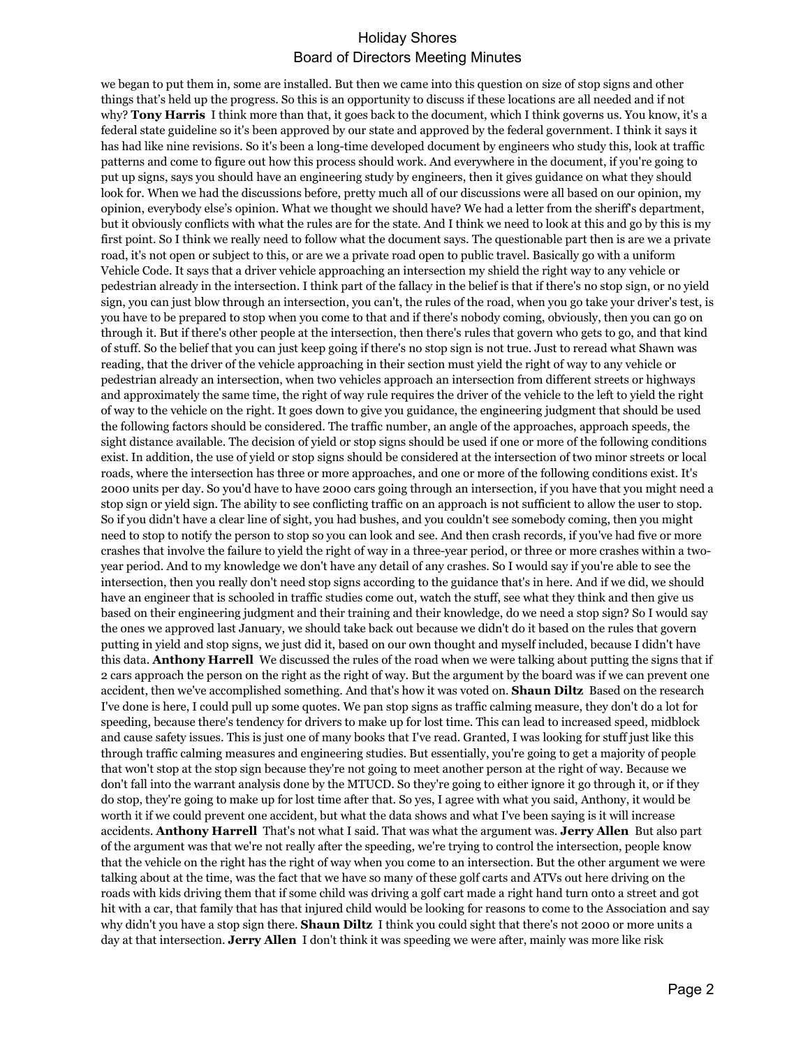we began to put them in, some are installed. But then we came into this question on size of stop signs and other things that's held up the progress. So this is an opportunity to discuss if these locations are all needed and if not why? **Tony Harris** I think more than that, it goes back to the document, which I think governs us. You know, it's a federal state guideline so it's been approved by our state and approved by the federal government. I think it says it has had like nine revisions. So it's been a long-time developed document by engineers who study this, look at traffic patterns and come to figure out how this process should work. And everywhere in the document, if you're going to put up signs, says you should have an engineering study by engineers, then it gives guidance on what they should look for. When we had the discussions before, pretty much all of our discussions were all based on our opinion, my opinion, everybody else's opinion. What we thought we should have? We had a letter from the sheriff's department, but it obviously conflicts with what the rules are for the state. And I think we need to look at this and go by this is my first point. So I think we really need to follow what the document says. The questionable part then is are we a private road, it's not open or subject to this, or are we a private road open to public travel. Basically go with a uniform Vehicle Code. It says that a driver vehicle approaching an intersection my shield the right way to any vehicle or pedestrian already in the intersection. I think part of the fallacy in the belief is that if there's no stop sign, or no yield sign, you can just blow through an intersection, you can't, the rules of the road, when you go take your driver's test, is you have to be prepared to stop when you come to that and if there's nobody coming, obviously, then you can go on through it. But if there's other people at the intersection, then there's rules that govern who gets to go, and that kind of stuff. So the belief that you can just keep going if there's no stop sign is not true. Just to reread what Shawn was reading, that the driver of the vehicle approaching in their section must yield the right of way to any vehicle or pedestrian already an intersection, when two vehicles approach an intersection from different streets or highways and approximately the same time, the right of way rule requires the driver of the vehicle to the left to yield the right of way to the vehicle on the right. It goes down to give you guidance, the engineering judgment that should be used the following factors should be considered. The traffic number, an angle of the approaches, approach speeds, the sight distance available. The decision of yield or stop signs should be used if one or more of the following conditions exist. In addition, the use of yield or stop signs should be considered at the intersection of two minor streets or local roads, where the intersection has three or more approaches, and one or more of the following conditions exist. It's 2000 units per day. So you'd have to have 2000 cars going through an intersection, if you have that you might need a stop sign or yield sign. The ability to see conflicting traffic on an approach is not sufficient to allow the user to stop. So if you didn't have a clear line of sight, you had bushes, and you couldn't see somebody coming, then you might need to stop to notify the person to stop so you can look and see. And then crash records, if you've had five or more crashes that involve the failure to yield the right of way in a three-year period, or three or more crashes within a two-year period. And to my knowledge we don't have any detail of any crashes. So I would say if you're able to see the intersection, then you really don't need stop signs according to the guidance that's in here. And if we did, we should have an engineer that is schooled in traffic studies come out, watch the stuff, see what they think and then give us based on their engineering judgment and their training and their knowledge, do we need a stop sign? So I would say the ones we approved last January, we should take back out because we didn't do it based on the rules that govern putting in yield and stop signs, we just did it, based on our own thought and myself included, because I didn't have this data. **Anthony Harrell** We discussed the rules of the road when we were talking about putting the signs that if 2 cars approach the person on the right as the right of way. But the argument by the board was if we can prevent one accident, then we've accomplished something. And that's how it was voted on. **Shaun Diltz** Based on the research I've done is here, I could pull up some quotes. We pan stop signs as traffic calming measure, they don't do a lot for speeding, because there's tendency for drivers to make up for lost time. This can lead to increased speed, midblock and cause safety issues. This is just one of many books that I've read. Granted, I was looking for stuff just like this through traffic calming measures and engineering studies. But essentially, you're going to get a majority of people that won't stop at the stop sign because they're not going to meet another person at the right of way. Because we don't fall into the warrant analysis done by the MTUCD. So they're going to either ignore it go through it, or if they do stop, they're going to make up for lost time after that. So yes, I agree with what you said, Anthony, it would be worth it if we could prevent one accident, but what the data shows and what I've been saying is it will increase accidents. **Anthony Harrell** That's not what I said. That was what the argument was. **Jerry Allen** But also part of the argument was that we're not really after the speeding, we're trying to control the intersection, people know that the vehicle on the right has the right of way when you come to an intersection. But the other argument we were talking about at the time, was the fact that we have so many of these golf carts and ATVs out here driving on the roads with kids driving them that if some child was driving a golf cart made a right hand turn onto a street and got hit with a car, that family that has that injured child would be looking for reasons to come to the Association and say why didn't you have a stop sign there. **Shaun Diltz** I think you could sight that there's not 2000 or more units a day at that intersection. **Jerry Allen** I don't think it was speeding we were after, mainly was more like risk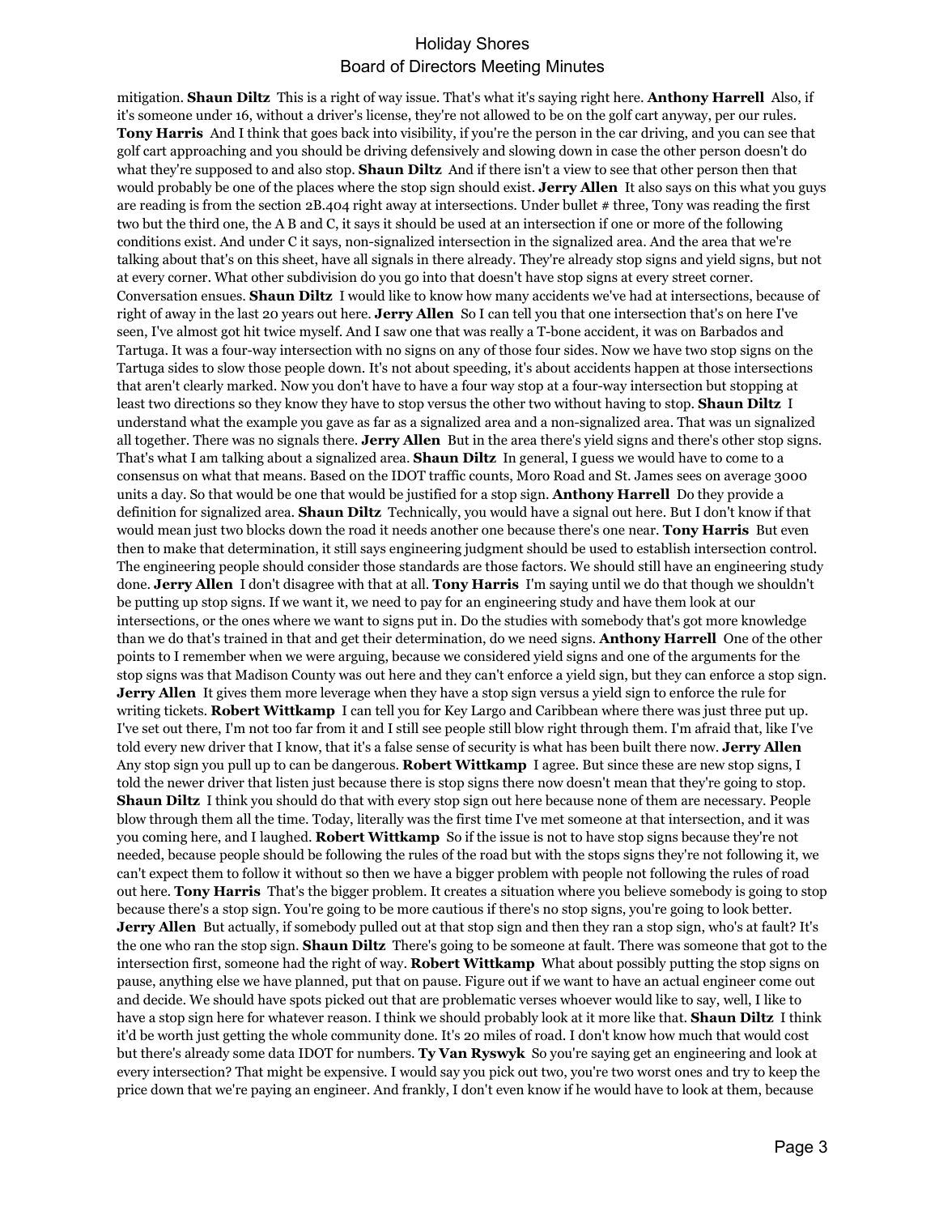mitigation. **Shaun Diltz** This is a right of way issue. That's what it's saying right here. **Anthony Harrell** Also, if it's someone under 16, without a driver's license, they're not allowed to be on the golf cart anyway, per our rules. **Tony Harris** And I think that goes back into visibility, if you're the person in the car driving, and you can see that golf cart approaching and you should be driving defensively and slowing down in case the other person doesn't do what they're supposed to and also stop. **Shaun Diltz** And if there isn't a view to see that other person then that would probably be one of the places where the stop sign should exist. **Jerry Allen** It also says on this what you guys are reading is from the section 2B.404 right away at intersections. Under bullet # three, Tony was reading the first two but the third one, the A B and C, it says it should be used at an intersection if one or more of the following conditions exist. And under C it says, non-signalized intersection in the signalized area. And the area that we're talking about that's on this sheet, have all signals in there already. They're already stop signs and yield signs, but not at every corner. What other subdivision do you go into that doesn't have stop signs at every street corner. Conversation ensues. **Shaun Diltz** I would like to know how many accidents we've had at intersections, because of right of away in the last 20 years out here. **Jerry Allen** So I can tell you that one intersection that's on here I've seen, I've almost got hit twice myself. And I saw one that was really a T-bone accident, it was on Barbados and Tartuga. It was a four-way intersection with no signs on any of those four sides. Now we have two stop signs on the Tartuga sides to slow those people down. It's not about speeding, it's about accidents happen at those intersections that aren't clearly marked. Now you don't have to have a four way stop at a four-way intersection but stopping at least two directions so they know they have to stop versus the other two without having to stop. **Shaun Diltz** I understand what the example you gave as far as a signalized area and a non-signalized area. That was un signalized all together. There was no signals there. **Jerry Allen** But in the area there's yield signs and there's other stop signs. That's what I am talking about a signalized area. **Shaun Diltz** In general, I guess we would have to come to a consensus on what that means. Based on the IDOT traffic counts, Moro Road and St. James sees on average 3000 units a day. So that would be one that would be justified for a stop sign. **Anthony Harrell** Do they provide a definition for signalized area. **Shaun Diltz** Technically, you would have a signal out here. But I don't know if that would mean just two blocks down the road it needs another one because there's one near. **Tony Harris** But even then to make that determination, it still says engineering judgment should be used to establish intersection control. The engineering people should consider those standards are those factors. We should still have an engineering study done. **Jerry Allen** I don't disagree with that at all. **Tony Harris** I'm saying until we do that though we shouldn't be putting up stop signs. If we want it, we need to pay for an engineering study and have them look at our intersections, or the ones where we want to signs put in. Do the studies with somebody that's got more knowledge than we do that's trained in that and get their determination, do we need signs. **Anthony Harrell** One of the other points to I remember when we were arguing, because we considered yield signs and one of the arguments for the stop signs was that Madison County was out here and they can't enforce a yield sign, but they can enforce a stop sign. **Jerry Allen** It gives them more leverage when they have a stop sign versus a yield sign to enforce the rule for writing tickets. **Robert Wittkamp** I can tell you for Key Largo and Caribbean where there was just three put up. I've set out there, I'm not too far from it and I still see people still blow right through them. I'm afraid that, like I've told every new driver that I know, that it's a false sense of security is what has been built there now. **Jerry Allen** Any stop sign you pull up to can be dangerous. **Robert Wittkamp** I agree. But since these are new stop signs, I told the newer driver that listen just because there is stop signs there now doesn't mean that they're going to stop. **Shaun Diltz** I think you should do that with every stop sign out here because none of them are necessary. People blow through them all the time. Today, literally was the first time I've met someone at that intersection, and it was you coming here, and I laughed. **Robert Wittkamp** So if the issue is not to have stop signs because they're not needed, because people should be following the rules of the road but with the stops signs they're not following it, we can't expect them to follow it without so then we have a bigger problem with people not following the rules of road out here. **Tony Harris** That's the bigger problem. It creates a situation where you believe somebody is going to stop because there's a stop sign. You're going to be more cautious if there's no stop signs, you're going to look better. **Jerry Allen** But actually, if somebody pulled out at that stop sign and then they ran a stop sign, who's at fault? It's the one who ran the stop sign. **Shaun Diltz** There's going to be someone at fault. There was someone that got to the intersection first, someone had the right of way. **Robert Wittkamp** What about possibly putting the stop signs on pause, anything else we have planned, put that on pause. Figure out if we want to have an actual engineer come out and decide. We should have spots picked out that are problematic verses whoever would like to say, well, I like to have a stop sign here for whatever reason. I think we should probably look at it more like that. **Shaun Diltz** I think it'd be worth just getting the whole community done. It's 20 miles of road. I don't know how much that would cost but there's already some data IDOT for numbers. **Ty Van Ryswyk** So you're saying get an engineering and look at every intersection? That might be expensive. I would say you pick out two, you're two worst ones and try to keep the price down that we're paying an engineer. And frankly, I don't even know if he would have to look at them, because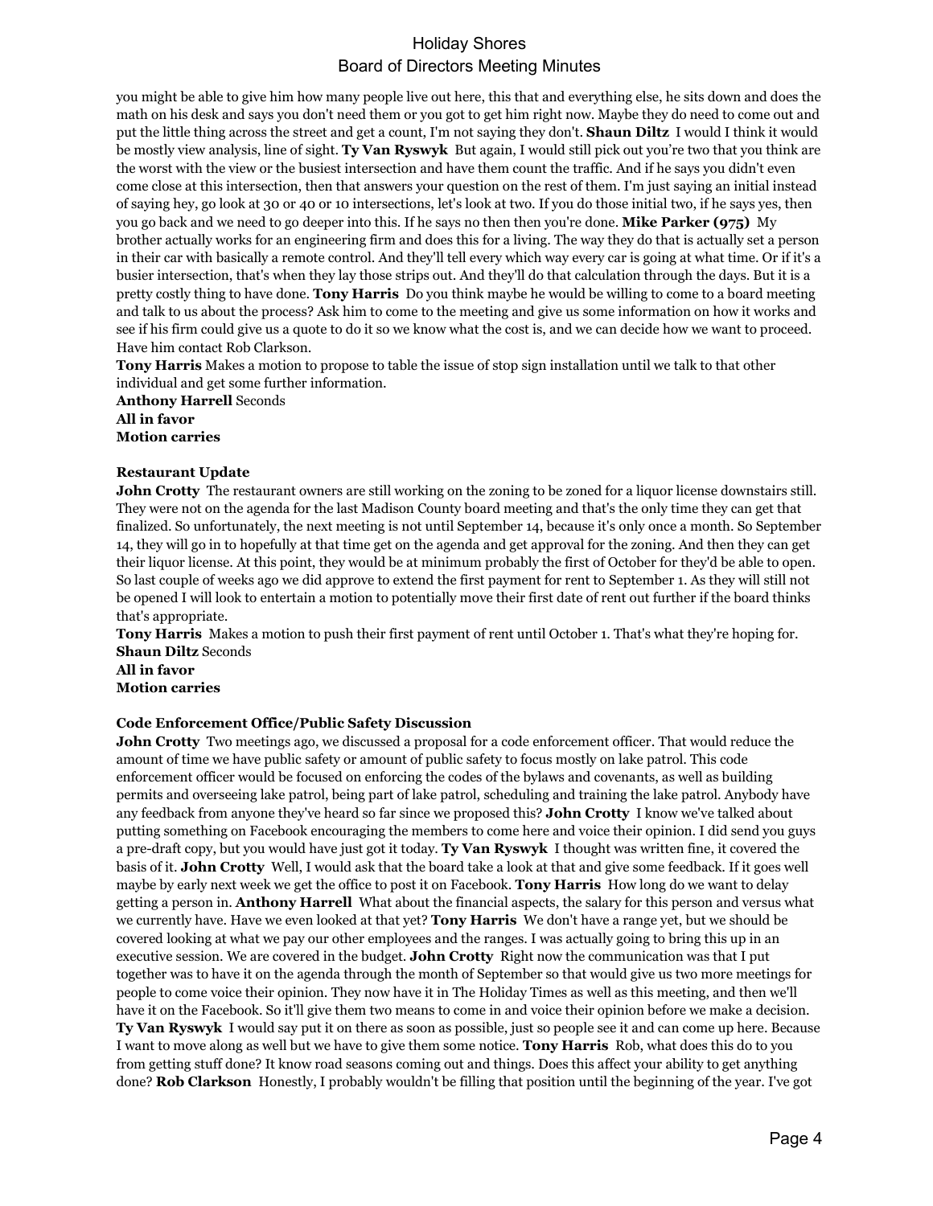you might be able to give him how many people live out here, this that and everything else, he sits down and does the math on his desk and says you don't need them or you got to get him right now. Maybe they do need to come out and put the little thing across the street and get a count, I'm not saying they don't. **Shaun Diltz** I would I think it would be mostly view analysis, line of sight. **Ty Van Ryswyk** But again, I would still pick out you're two that you think are the worst with the view or the busiest intersection and have them count the traffic. And if he says you didn't even come close at this intersection, then that answers your question on the rest of them. I'm just saying an initial instead of saying hey, go look at 30 or 40 or 10 intersections, let's look at two. If you do those initial two, if he says yes, then you go back and we need to go deeper into this. If he says no then then you're done. **Mike Parker (975)** My brother actually works for an engineering firm and does this for a living. The way they do that is actually set a person in their car with basically a remote control. And they'll tell every which way every car is going at what time. Or if it's a busier intersection, that's when they lay those strips out. And they'll do that calculation through the days. But it is a pretty costly thing to have done. **Tony Harris** Do you think maybe he would be willing to come to a board meeting and talk to us about the process? Ask him to come to the meeting and give us some information on how it works and see if his firm could give us a quote to do it so we know what the cost is, and we can decide how we want to proceed. Have him contact Rob Clarkson.

**Tony Harris** Makes a motion to propose to table the issue of stop sign installation until we talk to that other individual and get some further information.

**Anthony Harrell** Seconds

**All in favor**

**Motion carries**

**Restaurant Update**

**John Crotty** The restaurant owners are still working on the zoning to be zoned for a liquor license downstairs still. They were not on the agenda for the last Madison County board meeting and that's the only time they can get that finalized. So unfortunately, the next meeting is not until September 14, because it's only once a month. So September 14, they will go in to hopefully at that time get on the agenda and get approval for the zoning. And then they can get their liquor license. At this point, they would be at minimum probably the first of October for they'd be able to open. So last couple of weeks ago we did approve to extend the first payment for rent to September 1. As they will still not be opened I will look to entertain a motion to potentially move their first date of rent out further if the board thinks that's appropriate.

**Tony Harris** Makes a motion to push their first payment of rent until October 1. That's what they're hoping for.

**Shaun Diltz** Seconds

**All in favor**

**Motion carries**

**Code Enforcement Office/Public Safety Discussion**

**John Crotty** Two meetings ago, we discussed a proposal for a code enforcement officer. That would reduce the amount of time we have public safety or amount of public safety to focus mostly on lake patrol. This code enforcement officer would be focused on enforcing the codes of the bylaws and covenants, as well as building permits and overseeing lake patrol, being part of lake patrol, scheduling and training the lake patrol. Anybody have any feedback from anyone they've heard so far since we proposed this? **John Crotty** I know we've talked about putting something on Facebook encouraging the members to come here and voice their opinion. I did send you guys a pre-draft copy, but you would have just got it today. **Ty Van Ryswyk** I thought was written fine, it covered the basis of it. **John Crotty** Well, I would ask that the board take a look at that and give some feedback. If it goes well maybe by early next week we get the office to post it on Facebook. **Tony Harris** How long do we want to delay getting a person in. **Anthony Harrell** What about the financial aspects, the salary for this person and versus what we currently have. Have we even looked at that yet? **Tony Harris** We don't have a range yet, but we should be covered looking at what we pay our other employees and the ranges. I was actually going to bring this up in an executive session. We are covered in the budget. **John Crotty** Right now the communication was that I put together was to have it on the agenda through the month of September so that would give us two more meetings for people to come voice their opinion. They now have it in The Holiday Times as well as this meeting, and then we'll have it on the Facebook. So it'll give them two means to come in and voice their opinion before we make a decision. **Ty Van Ryswyk** I would say put it on there as soon as possible, just so people see it and can come up here. Because I want to move along as well but we have to give them some notice. **Tony Harris** Rob, what does this do to you from getting stuff done? It know road seasons coming out and things. Does this affect your ability to get anything done? **Rob Clarkson** Honestly, I probably wouldn't be filling that position until the beginning of the year. I've got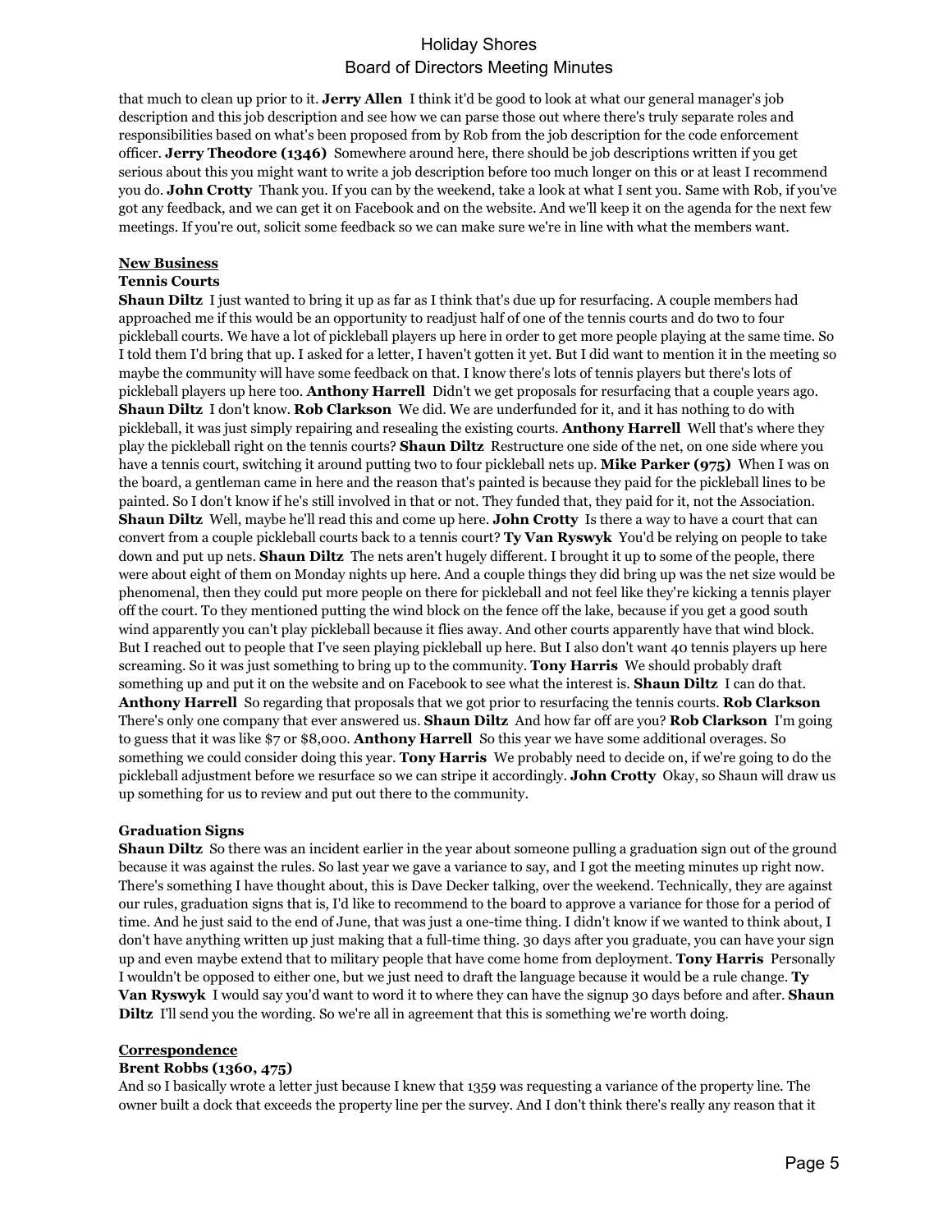that much to clean up prior to it. **Jerry Allen** I think it'd be good to look at what our general manager's job description and this job description and see how we can parse those out where there's truly separate roles and responsibilities based on what's been proposed from by Rob from the job description for the code enforcement officer. **Jerry Theodore (1346)** Somewhere around here, there should be job descriptions written if you get serious about this you might want to write a job description before too much longer on this or at least I recommend you do. **John Crotty** Thank you. If you can by the weekend, take a look at what I sent you. Same with Rob, if you've got any feedback, and we can get it on Facebook and on the website. And we'll keep it on the agenda for the next few meetings. If you're out, solicit some feedback so we can make sure we're in line with what the members want.

## New Business

### Tennis Courts

**Shaun Diltz** I just wanted to bring it up as far as I think that's due up for resurfacing. A couple members had approached me if this would be an opportunity to readjust half of one of the tennis courts and do two to four pickleball courts. We have a lot of pickleball players up here in order to get more people playing at the same time. So I told them I'd bring that up. I asked for a letter, I haven't gotten it yet. But I did want to mention it in the meeting so maybe the community will have some feedback on that. I know there's lots of tennis players but there's lots of pickleball players up here too. **Anthony Harrell** Didn't we get proposals for resurfacing that a couple years ago. **Shaun Diltz** I don't know. **Rob Clarkson** We did. We are underfunded for it, and it has nothing to do with pickleball, it was just simply repairing and resealing the existing courts. **Anthony Harrell** Well that's where they play the pickleball right on the tennis courts? **Shaun Diltz** Restructure one side of the net, on one side where you have a tennis court, switching it around putting two to four pickleball nets up. **Mike Parker (975)** When I was on the board, a gentleman came in here and the reason that's painted is because they paid for the pickleball lines to be painted. So I don't know if he's still involved in that or not. They funded that, they paid for it, not the Association. **Shaun Diltz** Well, maybe he'll read this and come up here. **John Crotty** Is there a way to have a court that can convert from a couple pickleball courts back to a tennis court? **Ty Van Ryswyk** You'd be relying on people to take down and put up nets. **Shaun Diltz** The nets aren't hugely different. I brought it up to some of the people, there were about eight of them on Monday nights up here. And a couple things they did bring up was the net size would be phenomenal, then they could put more people on there for pickleball and not feel like they're kicking a tennis player off the court. To they mentioned putting the wind block on the fence off the lake, because if you get a good south wind apparently you can't play pickleball because it flies away. And other courts apparently have that wind block. But I reached out to people that I've seen playing pickleball up here. But I also don't want 40 tennis players up here screaming. So it was just something to bring up to the community. **Tony Harris** We should probably draft something up and put it on the website and on Facebook to see what the interest is. **Shaun Diltz** I can do that. **Anthony Harrell** So regarding that proposals that we got prior to resurfacing the tennis courts. **Rob Clarkson** There's only one company that ever answered us. **Shaun Diltz** And how far off are you? **Rob Clarkson** I'm going to guess that it was like $7 or $8,000. **Anthony Harrell** So this year we have some additional overages. So something we could consider doing this year. **Tony Harris** We probably need to decide on, if we're going to do the pickleball adjustment before we resurface so we can stripe it accordingly. **John Crotty** Okay, so Shaun will draw us up something for us to review and put out there to the community.

### Graduation Signs

**Shaun Diltz** So there was an incident earlier in the year about someone pulling a graduation sign out of the ground because it was against the rules. So last year we gave a variance to say, and I got the meeting minutes up right now. There's something I have thought about, this is Dave Decker talking, over the weekend. Technically, they are against our rules, graduation signs that is, I'd like to recommend to the board to approve a variance for those for a period of time. And he just said to the end of June, that was just a one-time thing. I didn't know if we wanted to think about, I don't have anything written up just making that a full-time thing. 30 days after you graduate, you can have your sign up and even maybe extend that to military people that have come home from deployment. **Tony Harris** Personally I wouldn't be opposed to either one, but we just need to draft the language because it would be a rule change. **Ty Van Ryswyk** I would say you'd want to word it to where they can have the signup 30 days before and after. **Shaun Diltz** I'll send you the wording. So we're all in agreement that this is something we're worth doing.

## Correspondence

### Brent Robbs (1360, 475)

And so I basically wrote a letter just because I knew that 1359 was requesting a variance of the property line. The owner built a dock that exceeds the property line per the survey. And I don't think there's really any reason that it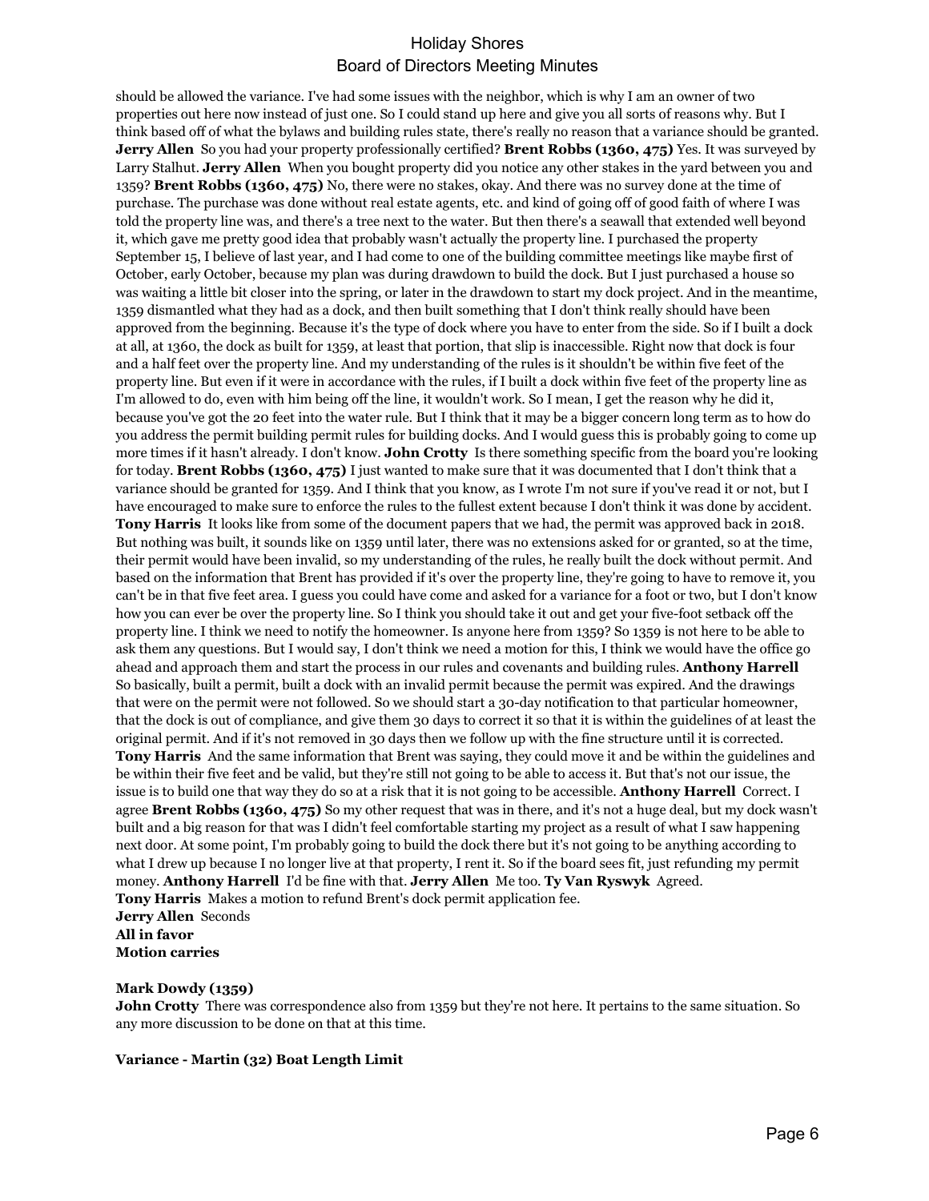should be allowed the variance. I've had some issues with the neighbor, which is why I am an owner of two properties out here now instead of just one. So I could stand up here and give you all sorts of reasons why. But I think based off of what the bylaws and building rules state, there's really no reason that a variance should be granted. **Jerry Allen** So you had your property professionally certified? **Brent Robbs (1360, 475)** Yes. It was surveyed by Larry Stalhut. **Jerry Allen** When you bought property did you notice any other stakes in the yard between you and 1359? **Brent Robbs (1360, 475)** No, there were no stakes, okay. And there was no survey done at the time of purchase. The purchase was done without real estate agents, etc. and kind of going off of good faith of where I was told the property line was, and there's a tree next to the water. But then there's a seawall that extended well beyond it, which gave me pretty good idea that probably wasn't actually the property line. I purchased the property September 15, I believe of last year, and I had come to one of the building committee meetings like maybe first of October, early October, because my plan was during drawdown to build the dock. But I just purchased a house so was waiting a little bit closer into the spring, or later in the drawdown to start my dock project. And in the meantime, 1359 dismantled what they had as a dock, and then built something that I don't think really should have been approved from the beginning. Because it's the type of dock where you have to enter from the side. So if I built a dock at all, at 1360, the dock as built for 1359, at least that portion, that slip is inaccessible. Right now that dock is four and a half feet over the property line. And my understanding of the rules is it shouldn't be within five feet of the property line. But even if it were in accordance with the rules, if I built a dock within five feet of the property line as I'm allowed to do, even with him being off the line, it wouldn't work. So I mean, I get the reason why he did it, because you've got the 20 feet into the water rule. But I think that it may be a bigger concern long term as to how do you address the permit building permit rules for building docks. And I would guess this is probably going to come up more times if it hasn't already. I don't know. **John Crotty** Is there something specific from the board you're looking for today. **Brent Robbs (1360, 475)** I just wanted to make sure that it was documented that I don't think that a variance should be granted for 1359. And I think that you know, as I wrote I'm not sure if you've read it or not, but I have encouraged to make sure to enforce the rules to the fullest extent because I don't think it was done by accident. **Tony Harris** It looks like from some of the document papers that we had, the permit was approved back in 2018. But nothing was built, it sounds like on 1359 until later, there was no extensions asked for or granted, so at the time, their permit would have been invalid, so my understanding of the rules, he really built the dock without permit. And based on the information that Brent has provided if it's over the property line, they're going to have to remove it, you can't be in that five feet area. I guess you could have come and asked for a variance for a foot or two, but I don't know how you can ever be over the property line. So I think you should take it out and get your five-foot setback off the property line. I think we need to notify the homeowner. Is anyone here from 1359? So 1359 is not here to be able to ask them any questions. But I would say, I don't think we need a motion for this, I think we would have the office go ahead and approach them and start the process in our rules and covenants and building rules. **Anthony Harrell** So basically, built a permit, built a dock with an invalid permit because the permit was expired. And the drawings that were on the permit were not followed. So we should start a 30-day notification to that particular homeowner, that the dock is out of compliance, and give them 30 days to correct it so that it is within the guidelines of at least the original permit. And if it's not removed in 30 days then we follow up with the fine structure until it is corrected. **Tony Harris** And the same information that Brent was saying, they could move it and be within the guidelines and be within their five feet and be valid, but they're still not going to be able to access it. But that's not our issue, the issue is to build one that way they do so at a risk that it is not going to be accessible. **Anthony Harrell** Correct. I agree **Brent Robbs (1360, 475)** So my other request that was in there, and it's not a huge deal, but my dock wasn't built and a big reason for that was I didn't feel comfortable starting my project as a result of what I saw happening next door. At some point, I'm probably going to build the dock there but it's not going to be anything according to what I drew up because I no longer live at that property, I rent it. So if the board sees fit, just refunding my permit money. **Anthony Harrell** I'd be fine with that. **Jerry Allen** Me too. **Ty Van Ryswyk** Agreed.
**Tony Harris** Makes a motion to refund Brent's dock permit application fee.
**Jerry Allen** Seconds
**All in favor**
**Motion carries**

**Mark Dowdy (1359)**
**John Crotty** There was correspondence also from 1359 but they're not here. It pertains to the same situation. So any more discussion to be done on that at this time.

**Variance - Martin (32) Boat Length Limit**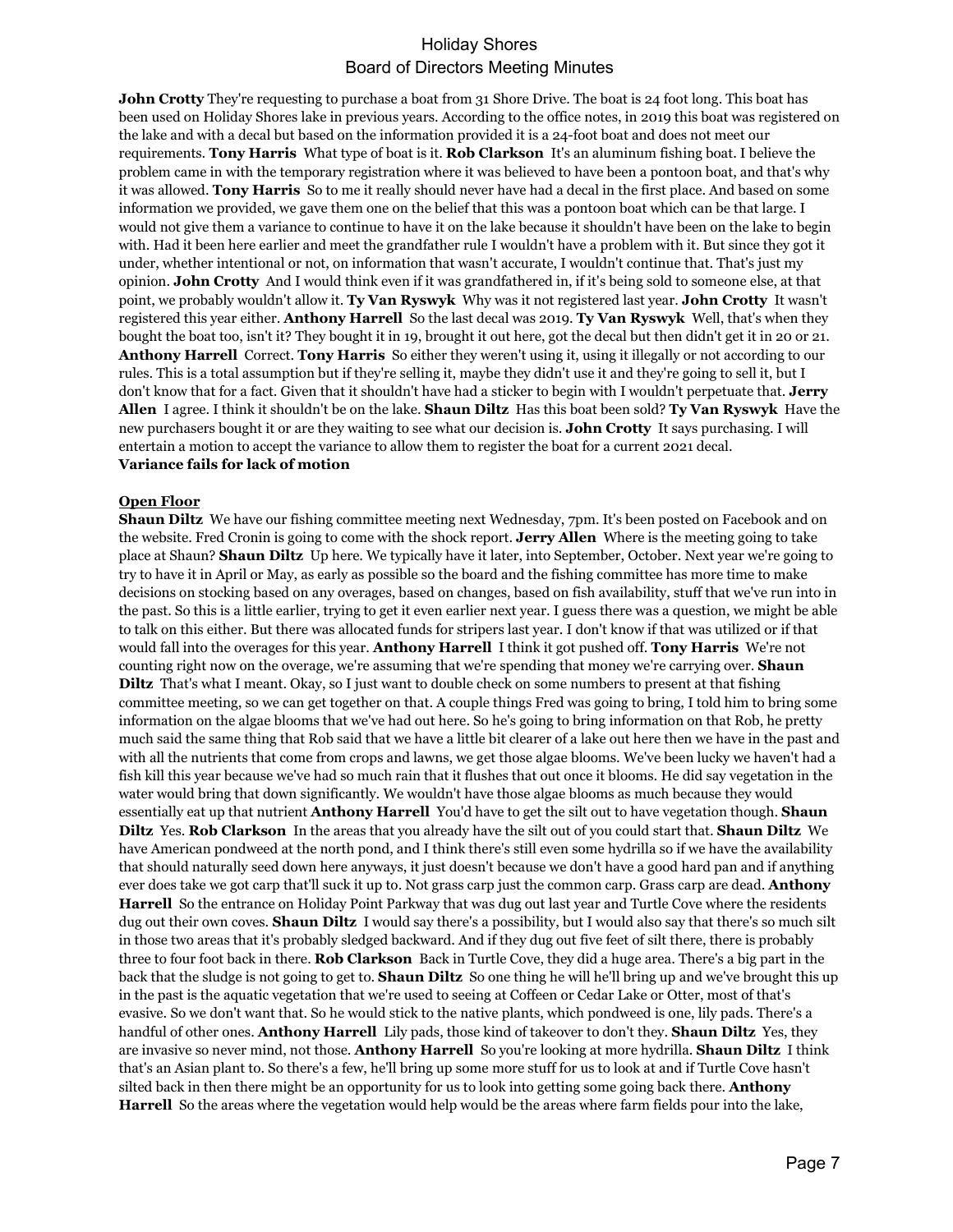**John Crotty** They're requesting to purchase a boat from 31 Shore Drive. The boat is 24 foot long. This boat has been used on Holiday Shores lake in previous years. According to the office notes, in 2019 this boat was registered on the lake and with a decal but based on the information provided it is a 24-foot boat and does not meet our requirements. **Tony Harris** What type of boat is it. **Rob Clarkson** It's an aluminum fishing boat. I believe the problem came in with the temporary registration where it was believed to have been a pontoon boat, and that's why it was allowed. **Tony Harris** So to me it really should never have had a decal in the first place. And based on some information we provided, we gave them one on the belief that this was a pontoon boat which can be that large. I would not give them a variance to continue to have it on the lake because it shouldn't have been on the lake to begin with. Had it been here earlier and meet the grandfather rule I wouldn't have a problem with it. But since they got it under, whether intentional or not, on information that wasn't accurate, I wouldn't continue that. That's just my opinion. **John Crotty** And I would think even if it was grandfathered in, if it's being sold to someone else, at that point, we probably wouldn't allow it. **Ty Van Ryswyk** Why was it not registered last year. **John Crotty** It wasn't registered this year either. **Anthony Harrell** So the last decal was 2019. **Ty Van Ryswyk** Well, that's when they bought the boat too, isn't it? They bought it in 19, brought it out here, got the decal but then didn't get it in 20 or 21. **Anthony Harrell** Correct. **Tony Harris** So either they weren't using it, using it illegally or not according to our rules. This is a total assumption but if they're selling it, maybe they didn't use it and they're going to sell it, but I don't know that for a fact. Given that it shouldn't have had a sticker to begin with I wouldn't perpetuate that. **Jerry Allen** I agree. I think it shouldn't be on the lake. **Shaun Diltz** Has this boat been sold? **Ty Van Ryswyk** Have the new purchasers bought it or are they waiting to see what our decision is. **John Crotty** It says purchasing. I will entertain a motion to accept the variance to allow them to register the boat for a current 2021 decal.
**Variance fails for lack of motion**

**Open Floor**

**Shaun Diltz** We have our fishing committee meeting next Wednesday, 7pm. It's been posted on Facebook and on the website. Fred Cronin is going to come with the shock report. **Jerry Allen** Where is the meeting going to take place at Shaun? **Shaun Diltz** Up here. We typically have it later, into September, October. Next year we're going to try to have it in April or May, as early as possible so the board and the fishing committee has more time to make decisions on stocking based on any overages, based on changes, based on fish availability, stuff that we've run into in the past. So this is a little earlier, trying to get it even earlier next year. I guess there was a question, we might be able to talk on this either. But there was allocated funds for stripers last year. I don't know if that was utilized or if that would fall into the overages for this year. **Anthony Harrell** I think it got pushed off. **Tony Harris** We're not counting right now on the overage, we're assuming that we're spending that money we're carrying over. **Shaun Diltz** That's what I meant. Okay, so I just want to double check on some numbers to present at that fishing committee meeting, so we can get together on that. A couple things Fred was going to bring, I told him to bring some information on the algae blooms that we've had out here. So he's going to bring information on that Rob, he pretty much said the same thing that Rob said that we have a little bit clearer of a lake out here then we have in the past and with all the nutrients that come from crops and lawns, we get those algae blooms. We've been lucky we haven't had a fish kill this year because we've had so much rain that it flushes that out once it blooms. He did say vegetation in the water would bring that down significantly. We wouldn't have those algae blooms as much because they would essentially eat up that nutrient **Anthony Harrell** You'd have to get the silt out to have vegetation though. **Shaun Diltz** Yes. **Rob Clarkson** In the areas that you already have the silt out of you could start that. **Shaun Diltz** We have American pondweed at the north pond, and I think there's still even some hydrilla so if we have the availability that should naturally seed down here anyways, it just doesn't because we don't have a good hard pan and if anything ever does take we got carp that'll suck it up to. Not grass carp just the common carp. Grass carp are dead. **Anthony Harrell** So the entrance on Holiday Point Parkway that was dug out last year and Turtle Cove where the residents dug out their own coves. **Shaun Diltz** I would say there's a possibility, but I would also say that there's so much silt in those two areas that it's probably sledged backward. And if they dug out five feet of silt there, there is probably three to four foot back in there. **Rob Clarkson** Back in Turtle Cove, they did a huge area. There's a big part in the back that the sludge is not going to get to. **Shaun Diltz** So one thing he will he'll bring up and we've brought this up in the past is the aquatic vegetation that we're used to seeing at Coffeen or Cedar Lake or Otter, most of that's evasive. So we don't want that. So he would stick to the native plants, which pondweed is one, lily pads. There's a handful of other ones. **Anthony Harrell** Lily pads, those kind of takeover to don't they. **Shaun Diltz** Yes, they are invasive so never mind, not those. **Anthony Harrell** So you're looking at more hydrilla. **Shaun Diltz** I think that's an Asian plant to. So there's a few, he'll bring up some more stuff for us to look at and if Turtle Cove hasn't silted back in then there might be an opportunity for us to look into getting some going back there. **Anthony Harrell** So the areas where the vegetation would help would be the areas where farm fields pour into the lake,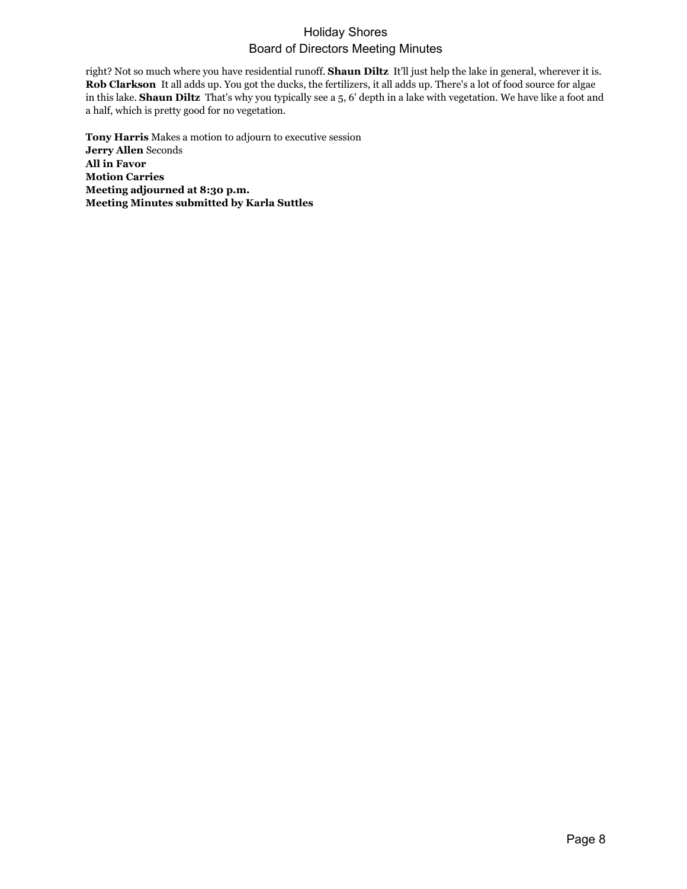right? Not so much where you have residential runoff. **Shaun Diltz** It'll just help the lake in general, wherever it is. **Rob Clarkson** It all adds up. You got the ducks, the fertilizers, it all adds up. There's a lot of food source for algae in this lake. **Shaun Diltz** That's why you typically see a 5, 6' depth in a lake with vegetation. We have like a foot and a half, which is pretty good for no vegetation.

**Tony Harris** Makes a motion to adjourn to executive session
**Jerry Allen** Seconds
**All in Favor**
**Motion Carries**
**Meeting adjourned at 8:30 p.m.**
**Meeting Minutes submitted by Karla Suttles**